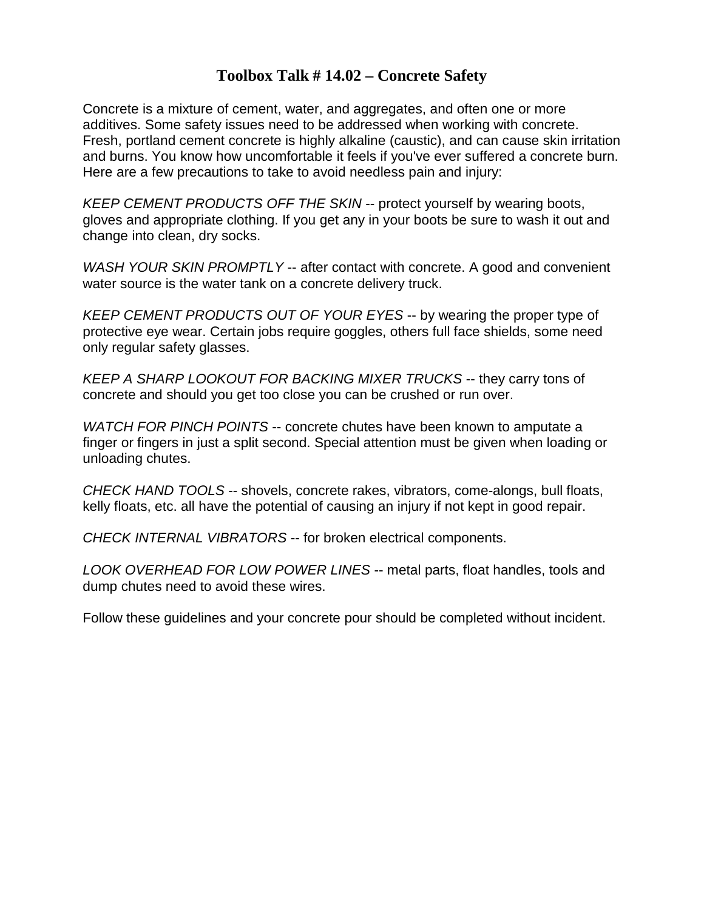# Toolbox Talk # 14.02 – Concrete Safety

Concrete is a mixture of cement, water, and aggregates, and often one or more additives. Some safety issues need to be addressed when working with concrete. Fresh, portland cement concrete is highly alkaline (caustic), and can cause skin irritation and burns. You know how uncomfortable it feels if you've ever suffered a concrete burn. Here are a few precautions to take to avoid needless pain and injury:

*KEEP CEMENT PRODUCTS OFF THE SKIN* -- protect yourself by wearing boots, gloves and appropriate clothing. If you get any in your boots be sure to wash it out and change into clean, dry socks.

*WASH YOUR SKIN PROMPTLY* -- after contact with concrete. A good and convenient water source is the water tank on a concrete delivery truck.

*KEEP CEMENT PRODUCTS OUT OF YOUR EYES* -- by wearing the proper type of protective eye wear. Certain jobs require goggles, others full face shields, some need only regular safety glasses.

*KEEP A SHARP LOOKOUT FOR BACKING MIXER TRUCKS* -- they carry tons of concrete and should you get too close you can be crushed or run over.

*WATCH FOR PINCH POINTS* -- concrete chutes have been known to amputate a finger or fingers in just a split second. Special attention must be given when loading or unloading chutes.

*CHECK HAND TOOLS* -- shovels, concrete rakes, vibrators, come-alongs, bull floats, kelly floats, etc. all have the potential of causing an injury if not kept in good repair.

*CHECK INTERNAL VIBRATORS* -- for broken electrical components.

*LOOK OVERHEAD FOR LOW POWER LINES* -- metal parts, float handles, tools and dump chutes need to avoid these wires.

Follow these guidelines and your concrete pour should be completed without incident.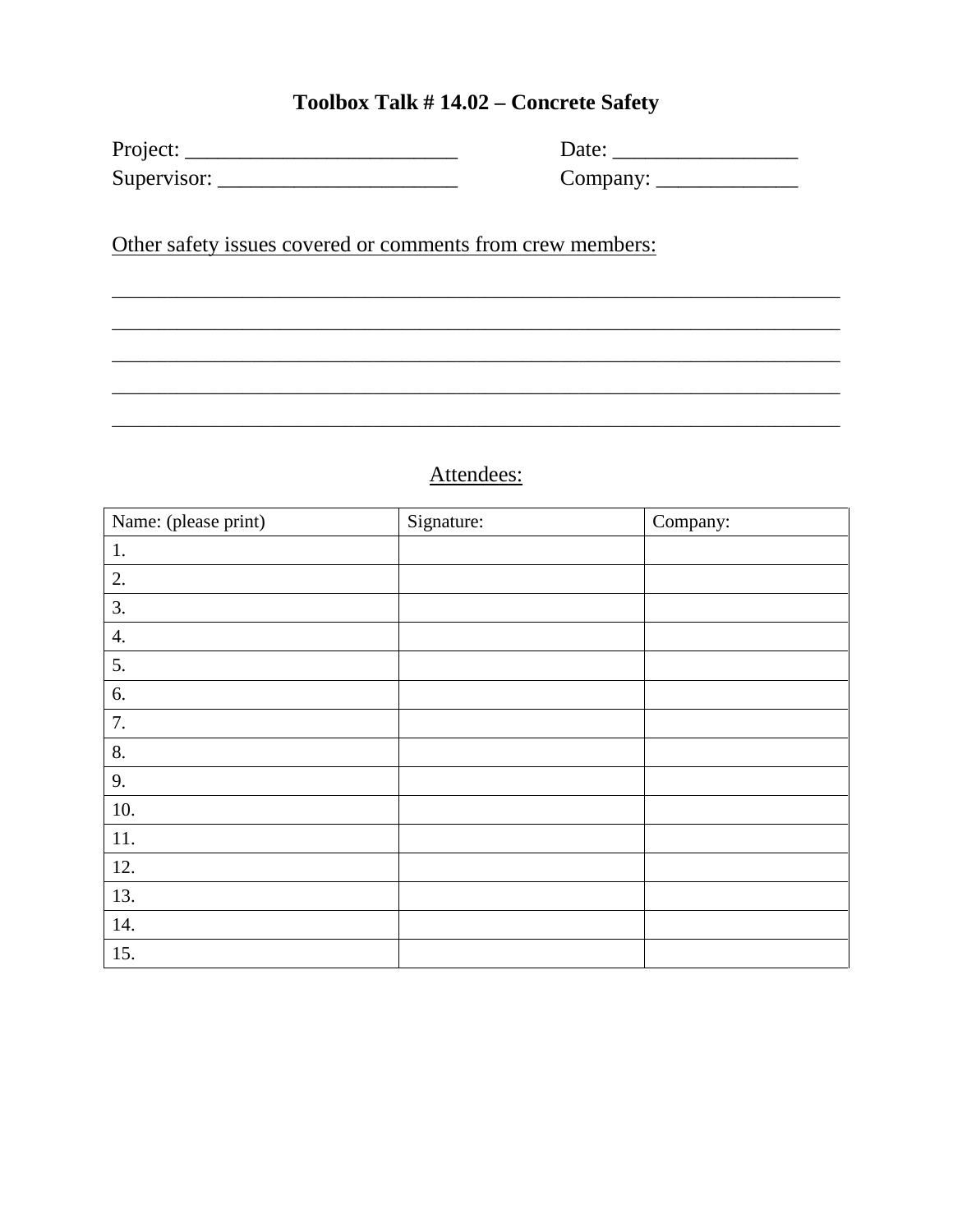# Toolbox Talk # 14.02 – Concrete Safety

Project: _________________________ Date: _________________

Supervisor: ______________________ Company: _____________

Other safety issues covered or comments from crew members:

_____________________________________________________________________

_____________________________________________________________________

_____________________________________________________________________

_____________________________________________________________________

_____________________________________________________________________

## Attendees:

| Name: (please print) | Signature: | Company: |
|---|---|---|
| 1. | | |
| 2. | | |
| 3. | | |
| 4. | | |
| 5. | | |
| 6. | | |
| 7. | | |
| 8. | | |
| 9. | | |
| 10. | | |
| 11. | | |
| 12. | | |
| 13. | | |
| 14. | | |
| 15. | | |